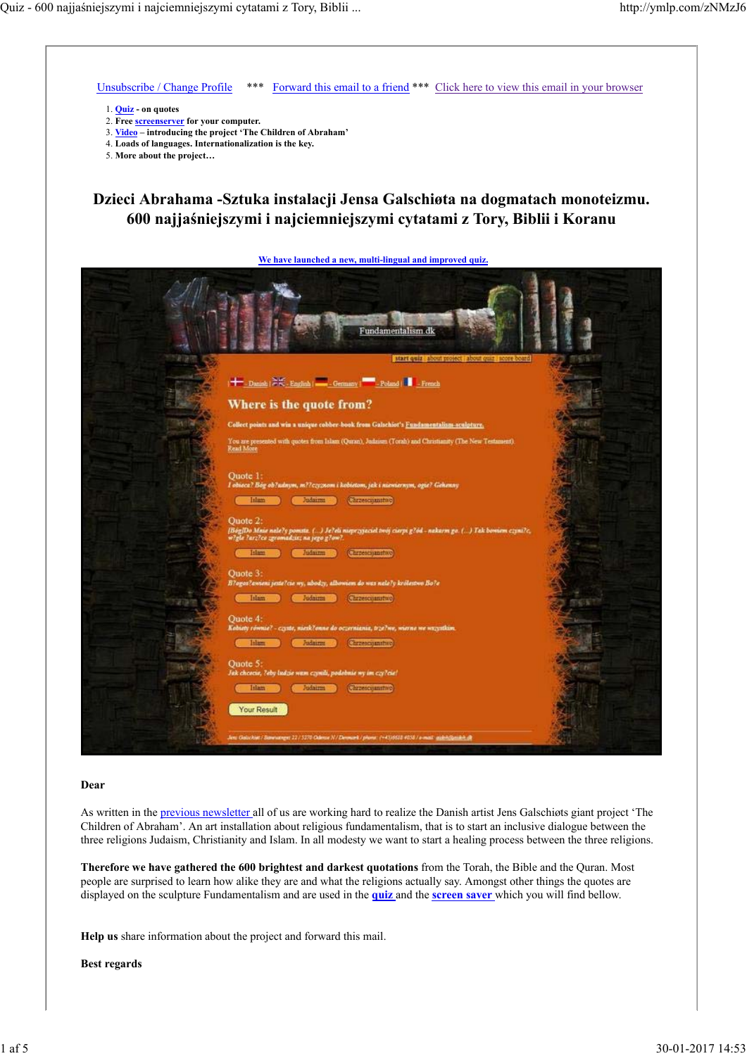Unsubscribe / Change Profile *** Forward this email to a friend *** Click here to view this email in your browser

1. **Quiz - on quotes**
2. **Free screenserver for your computer.**
3. **Video – introducing the project 'The Children of Abraham'**
4. **Loads of languages. Internationalization is the key.**
5. **More about the project…**

# Dzieci Abrahama -Sztuka instalacji Jensa Galschiøta na dogmatach monoteizmu. 600 najjaśniejszymi i najciemniejszymi cytatami z Tory, Biblii i Koranu

**We have launched a new, multi-lingual and improved quiz.**

**Dear**

As written in the previous newsletter all of us are working hard to realize the Danish artist Jens Galschiøts giant project 'The Children of Abraham'. An art installation about religious fundamentalism, that is to start an inclusive dialogue between the three religions Judaism, Christianity and Islam. In all modesty we want to start a healing process between the three religions.

**Therefore we have gathered the 600 brightest and darkest quotations** from the Torah, the Bible and the Quran. Most people are surprised to learn how alike they are and what the religions actually say. Amongst other things the quotes are displayed on the sculpture Fundamentalism and are used in the **quiz** and the **screen saver** which you will find bellow.

**Help us** share information about the project and forward this mail.

**Best regards**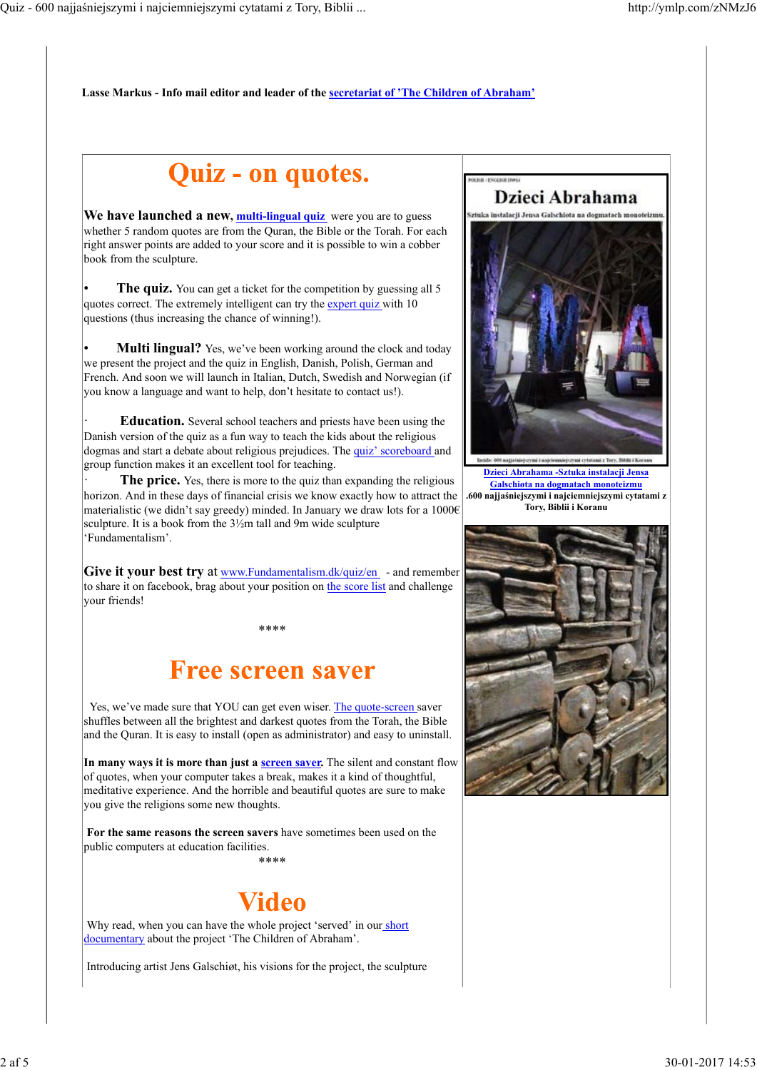Lasse Markus - Info mail editor and leader of the secretariat of 'The Children of Abraham'

# Quiz - on quotes.

**We have launched a new, multi-lingual quiz** were you are to guess whether 5 random quotes are from the Quran, the Bible or the Torah. For each right answer points are added to your score and it is possible to win a cobber book from the sculpture.

- **The quiz.** You can get a ticket for the competition by guessing all 5 quotes correct. The extremely intelligent can try the expert quiz with 10 questions (thus increasing the chance of winning!).

- **Multi lingual?** Yes, we've been working around the clock and today we present the project and the quiz in English, Danish, Polish, German and French. And soon we will launch in Italian, Dutch, Swedish and Norwegian (if you know a language and want to help, don't hesitate to contact us!).

- **Education.** Several school teachers and priests have been using the Danish version of the quiz as a fun way to teach the kids about the religious dogmas and start a debate about religious prejudices. The quiz' scoreboard and group function makes it an excellent tool for teaching.

- **The price.** Yes, there is more to the quiz than expanding the religious horizon. And in these days of financial crisis we know exactly how to attract the materialistic (we didn't say greedy) minded. In January we draw lots for a 1000€ sculpture. It is a book from the 3½m tall and 9m wide sculpture 'Fundamentalism'.

**Give it your best try** at www.Fundamentalism.dk/quiz/en - and remember to share it on facebook, brag about your position on the score list and challenge your friends!

****

# Free screen saver

Yes, we've made sure that YOU can get even wiser. The quote-screen saver shuffles between all the brightest and darkest quotes from the Torah, the Bible and the Quran. It is easy to install (open as administrator) and easy to uninstall.

**In many ways it is more than just a screen saver.** The silent and constant flow of quotes, when your computer takes a break, makes it a kind of thoughtful, meditative experience. And the horrible and beautiful quotes are sure to make you give the religions some new thoughts.

**For the same reasons the screen savers** have sometimes been used on the public computers at education facilities.

****

# Video

Why read, when you can have the whole project 'served' in our short documentary about the project 'The Children of Abraham'.

Introducing artist Jens Galschiøt, his visions for the project, the sculpture

Dzieci Abrahama -Sztuka instalacji Jensa Galschiøta na dogmatach monoteizmu

.600 najjaśniejszymi i najciemniejszymi cytatami z Tory, Biblii i Koranu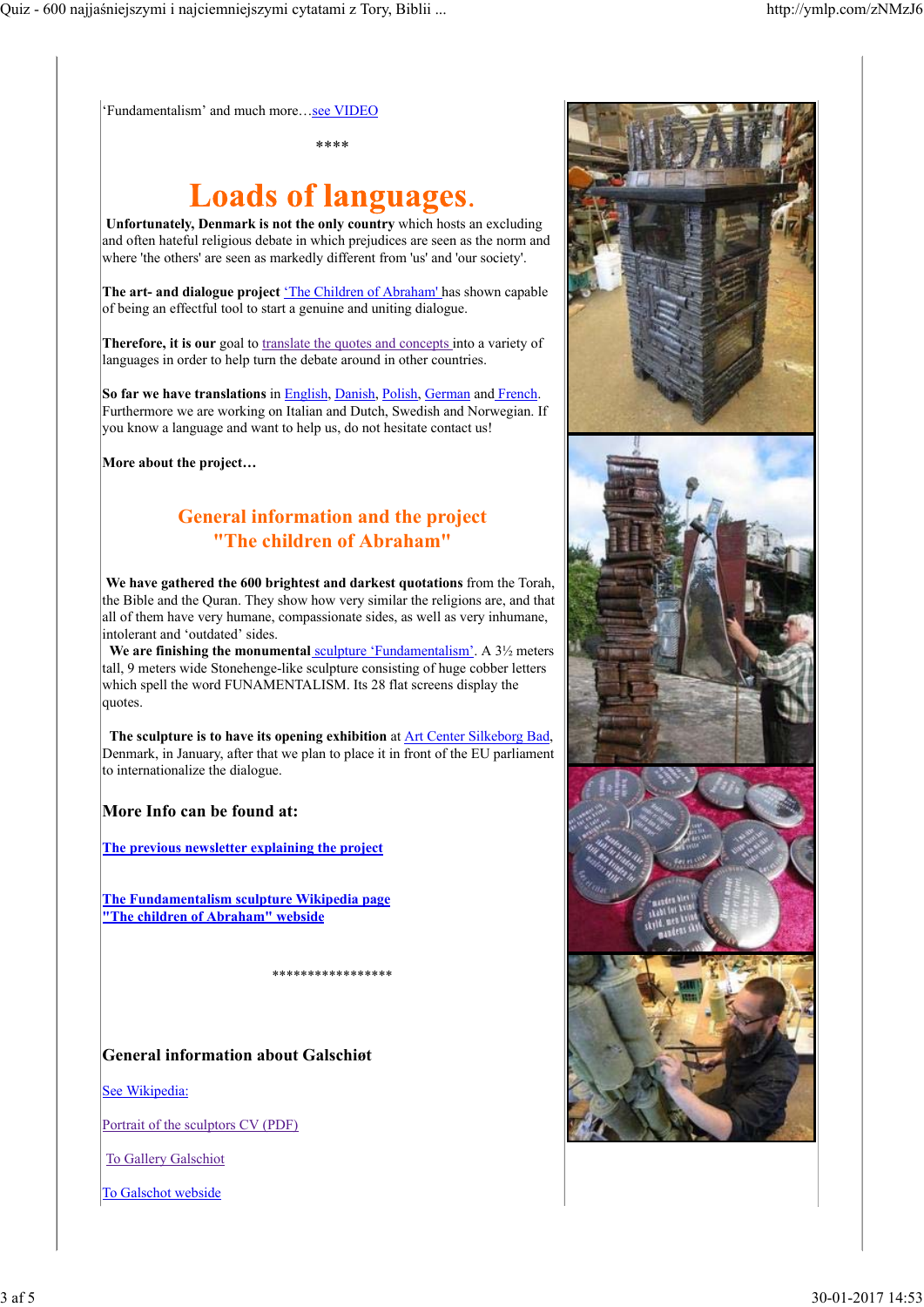'Fundamentalism' and much more…see VIDEO

****

# Loads of languages.

**Unfortunately, Denmark is not the only country** which hosts an excluding and often hateful religious debate in which prejudices are seen as the norm and where 'the others' are seen as markedly different from 'us' and 'our society'.

**The art- and dialogue project** 'The Children of Abraham' has shown capable of being an effectful tool to start a genuine and uniting dialogue.

**Therefore, it is our** goal to translate the quotes and concepts into a variety of languages in order to help turn the debate around in other countries.

**So far we have translations** in English, Danish, Polish, German and French. Furthermore we are working on Italian and Dutch, Swedish and Norwegian. If you know a language and want to help us, do not hesitate contact us!

**More about the project…**

## General information and the project "The children of Abraham"

**We have gathered the 600 brightest and darkest quotations** from the Torah, the Bible and the Quran. They show how very similar the religions are, and that all of them have very humane, compassionate sides, as well as very inhumane, intolerant and 'outdated' sides.

**We are finishing the monumental** sculpture 'Fundamentalism'. A 3½ meters tall, 9 meters wide Stonehenge-like sculpture consisting of huge cobber letters which spell the word FUNAMENTALISM. Its 28 flat screens display the quotes.

**The sculpture is to have its opening exhibition** at Art Center Silkeborg Bad, Denmark, in January, after that we plan to place it in front of the EU parliament to internationalize the dialogue.

### More Info can be found at:

**The previous newsletter explaining the project**

**The Fundamentalism sculpture Wikipedia page**
**"The children of Abraham" webside**

*****************

### General information about Galschiøt

See Wikipedia:

Portrait of the sculptors CV (PDF)

To Gallery Galschiot

To Galschot webside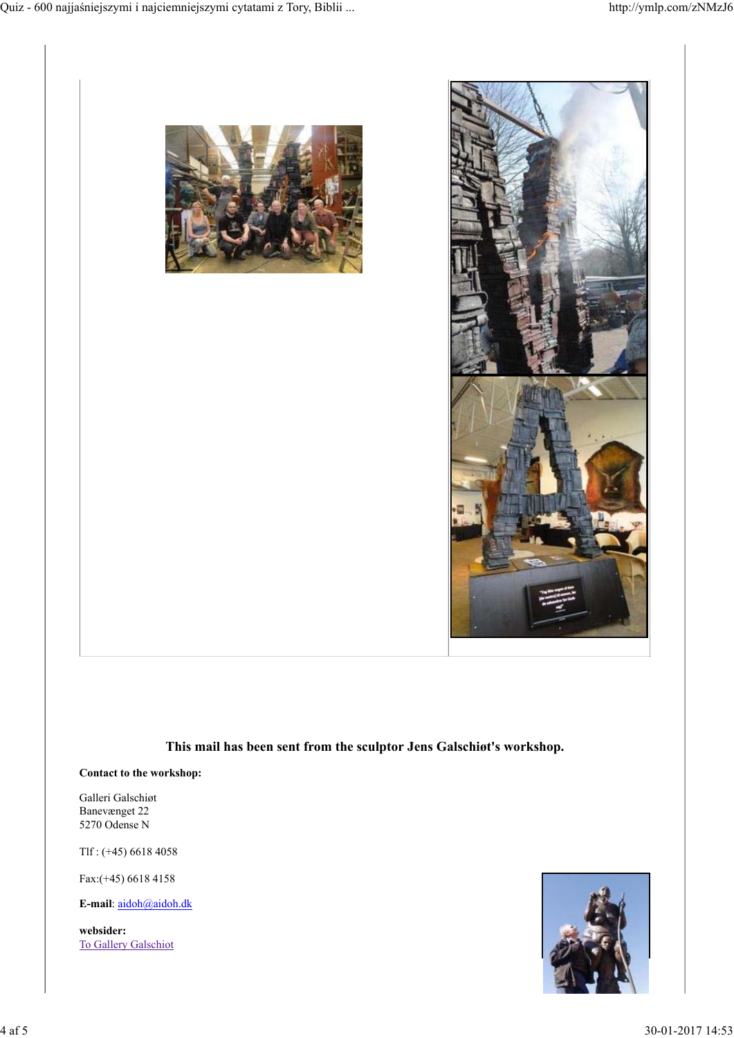**This mail has been sent from the sculptor Jens Galschiøt's workshop.**

**Contact to the workshop:**

Galleri Galschiøt
Banevænget 22
5270 Odense N

Tlf : (+45) 6618 4058

Fax:(+45) 6618 4158

**E-mail**: aidoh@aidoh.dk

**websider:**
To Gallery Galschiot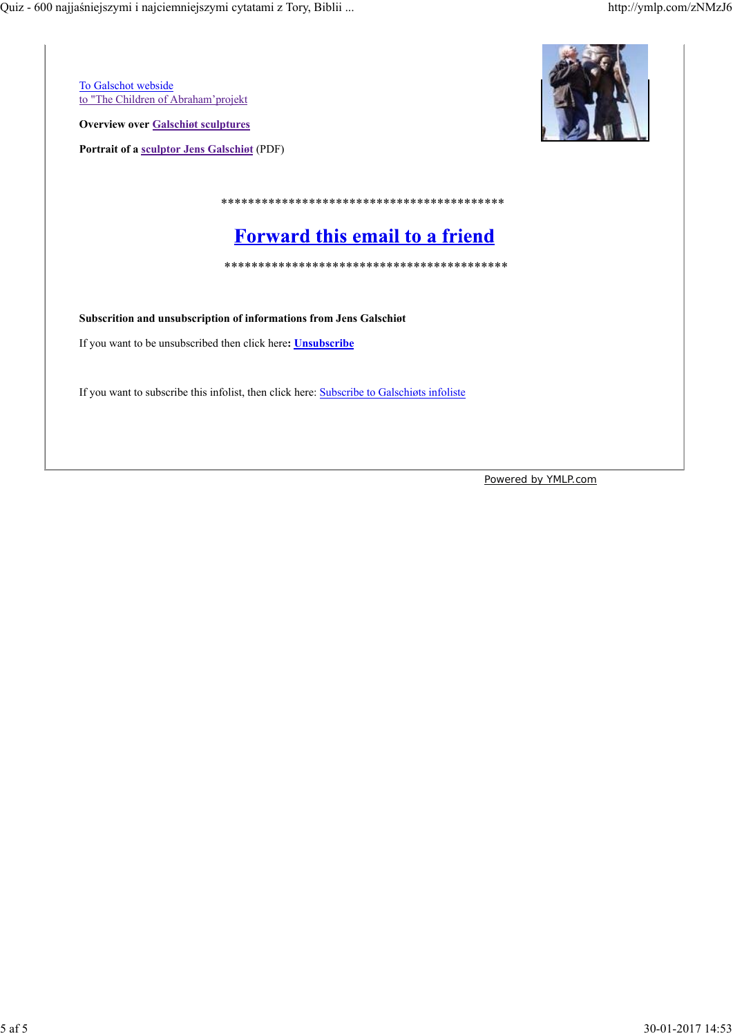To Galschot webside
to "The Children of Abraham'projekt

**Overview over Galschiøt sculptures**

**Portrait of a sculptor Jens Galschiøt** (PDF)

*****************************************

# Forward this email to a friend

*****************************************

**Subscrition and unsubscription of informations from Jens Galschiøt**

If you want to be unsubscribed then click here**: Unsubscribe**

If you want to subscribe this infolist, then click here: Subscribe to Galschiøts infoliste

Powered by YMLP.com